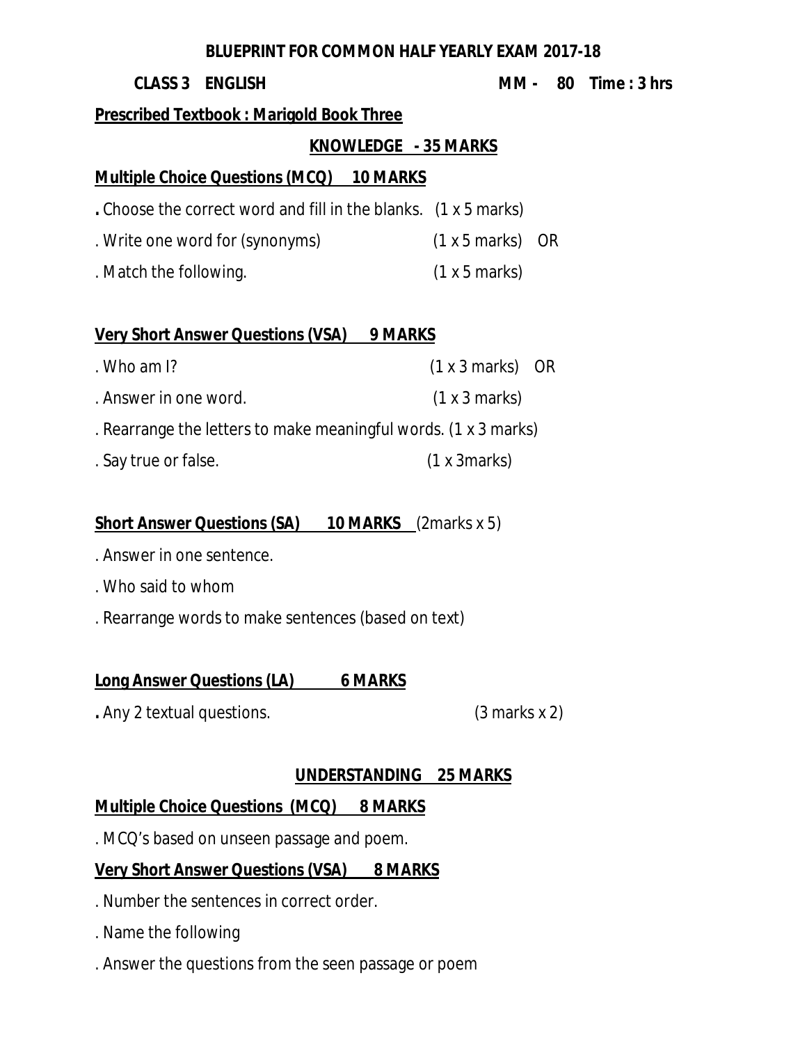# BLUEPRINT FOR COMMON HALF YEARLY EXAM 2017-18

**CLASS 3 ENGLISH** **MM - 80 Time : 3 hrs**

**Prescribed Textbook : Marigold Book Three**

## KNOWLEDGE - 35 MARKS

**Multiple Choice Questions (MCQ) 10 MARKS**

. Choose the correct word and fill in the blanks. (1 x 5 marks)

. Write one word for (synonyms) (1 x 5 marks) OR

. Match the following. (1 x 5 marks)

**Very Short Answer Questions (VSA) 9 MARKS**

. Who am I? (1 x 3 marks) OR

. Answer in one word. (1 x 3 marks)

. Rearrange the letters to make meaningful words. (1 x 3 marks)

. Say true or false. (1 x 3marks)

**Short Answer Questions (SA) 10 MARKS** (2marks x 5)

. Answer in one sentence.

. Who said to whom

. Rearrange words to make sentences (based on text)

**Long Answer Questions (LA) 6 MARKS**

. Any 2 textual questions. (3 marks x 2)

## UNDERSTANDING 25 MARKS

**Multiple Choice Questions (MCQ) 8 MARKS**

. MCQ's based on unseen passage and poem.

**Very Short Answer Questions (VSA) 8 MARKS**

. Number the sentences in correct order.

. Name the following

. Answer the questions from the seen passage or poem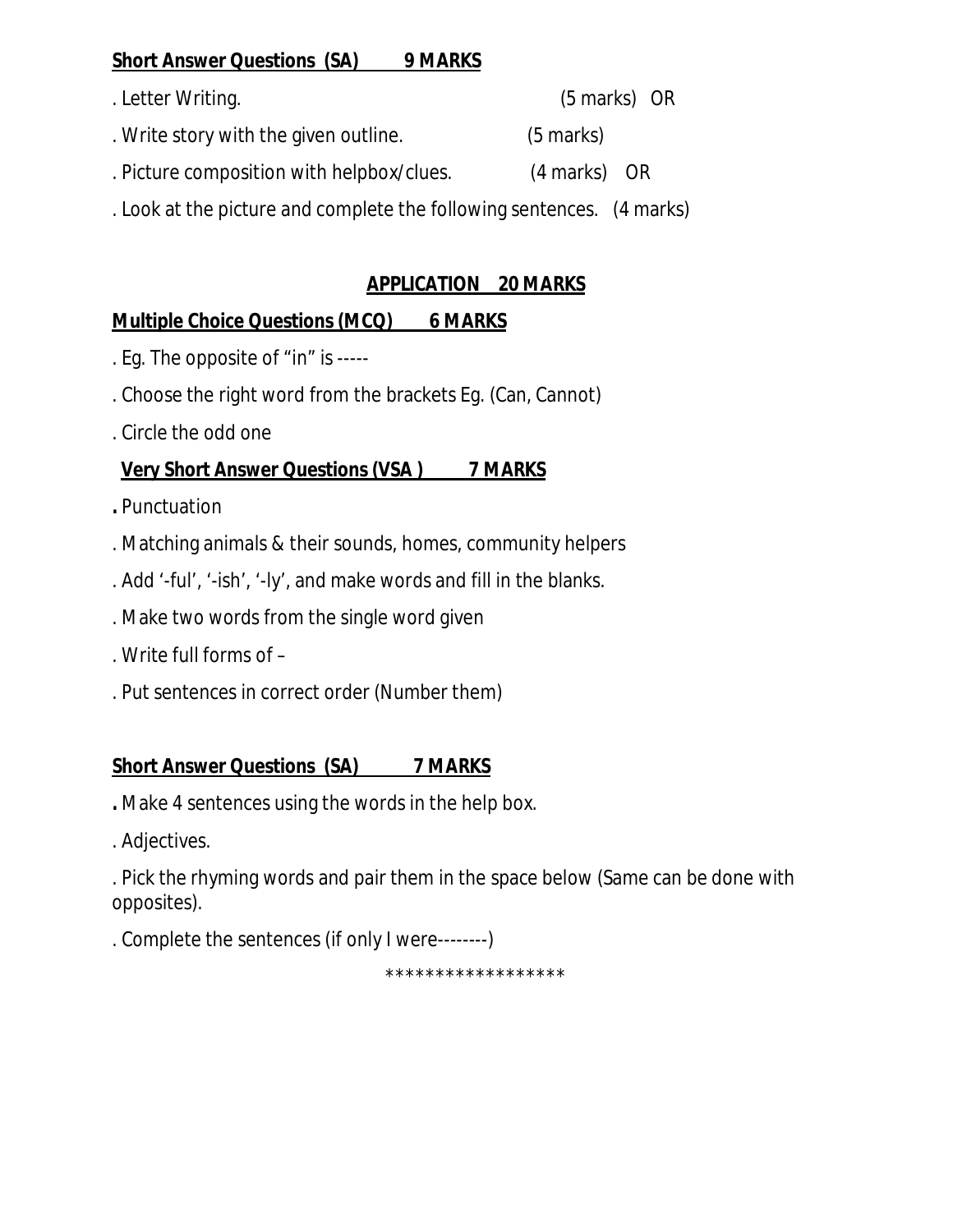**Short Answer Questions (SA) 9 MARKS**

. Letter Writing. (5 marks) OR

. Write story with the given outline. (5 marks)

. Picture composition with helpbox/clues. (4 marks) OR

. Look at the picture and complete the following sentences. (4 marks)

## APPLICATION 20 MARKS

**Multiple Choice Questions (MCQ) 6 MARKS**

. Eg. The opposite of "in" is -----

. Choose the right word from the brackets Eg. (Can, Cannot)

. Circle the odd one

**Very Short Answer Questions (VSA ) 7 MARKS**

. Punctuation

. Matching animals & their sounds, homes, community helpers

. Add '-ful', '-ish', '-ly', and make words and fill in the blanks.

. Make two words from the single word given

. Write full forms of –

. Put sentences in correct order (Number them)

**Short Answer Questions (SA) 7 MARKS**

. Make 4 sentences using the words in the help box.

. Adjectives.

. Pick the rhyming words and pair them in the space below (Same can be done with opposites).

. Complete the sentences (if only I were--------)

******************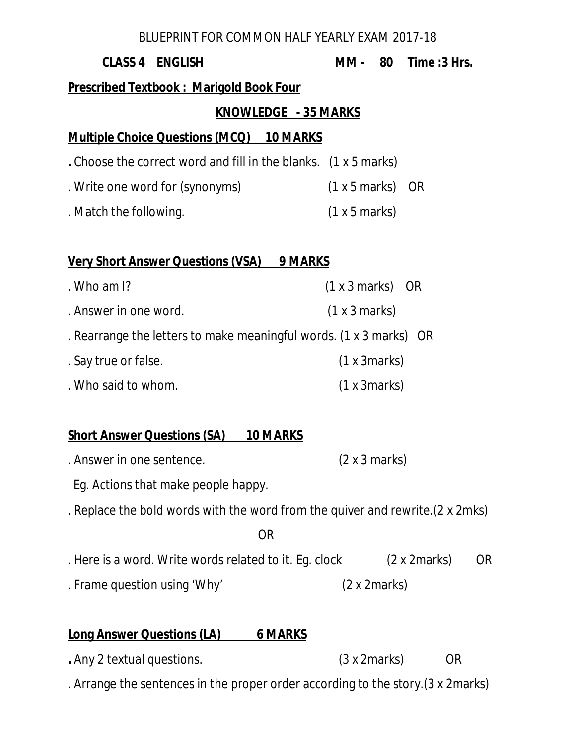BLUEPRINT FOR COMMON HALF YEARLY EXAM 2017-18

**CLASS 4 ENGLISH** **MM - 80 Time :3 Hrs.**

**Prescribed Textbook : Marigold Book Four**

## KNOWLEDGE - 35 MARKS

### Multiple Choice Questions (MCQ) 10 MARKS

. Choose the correct word and fill in the blanks. (1 x 5 marks)

. Write one word for (synonyms) (1 x 5 marks) OR

. Match the following. (1 x 5 marks)

### Very Short Answer Questions (VSA) 9 MARKS

. Who am I? (1 x 3 marks) OR

. Answer in one word. (1 x 3 marks)

. Rearrange the letters to make meaningful words. (1 x 3 marks) OR

. Say true or false. (1 x 3marks)

. Who said to whom. (1 x 3marks)

### Short Answer Questions (SA) 10 MARKS

. Answer in one sentence. (2 x 3 marks)

Eg. Actions that make people happy.

. Replace the bold words with the word from the quiver and rewrite.(2 x 2mks)

OR

. Here is a word. Write words related to it. Eg. clock (2 x 2marks) OR

. Frame question using 'Why' (2 x 2marks)

### Long Answer Questions (LA) 6 MARKS

. Any 2 textual questions. (3 x 2marks) OR

. Arrange the sentences in the proper order according to the story.(3 x 2marks)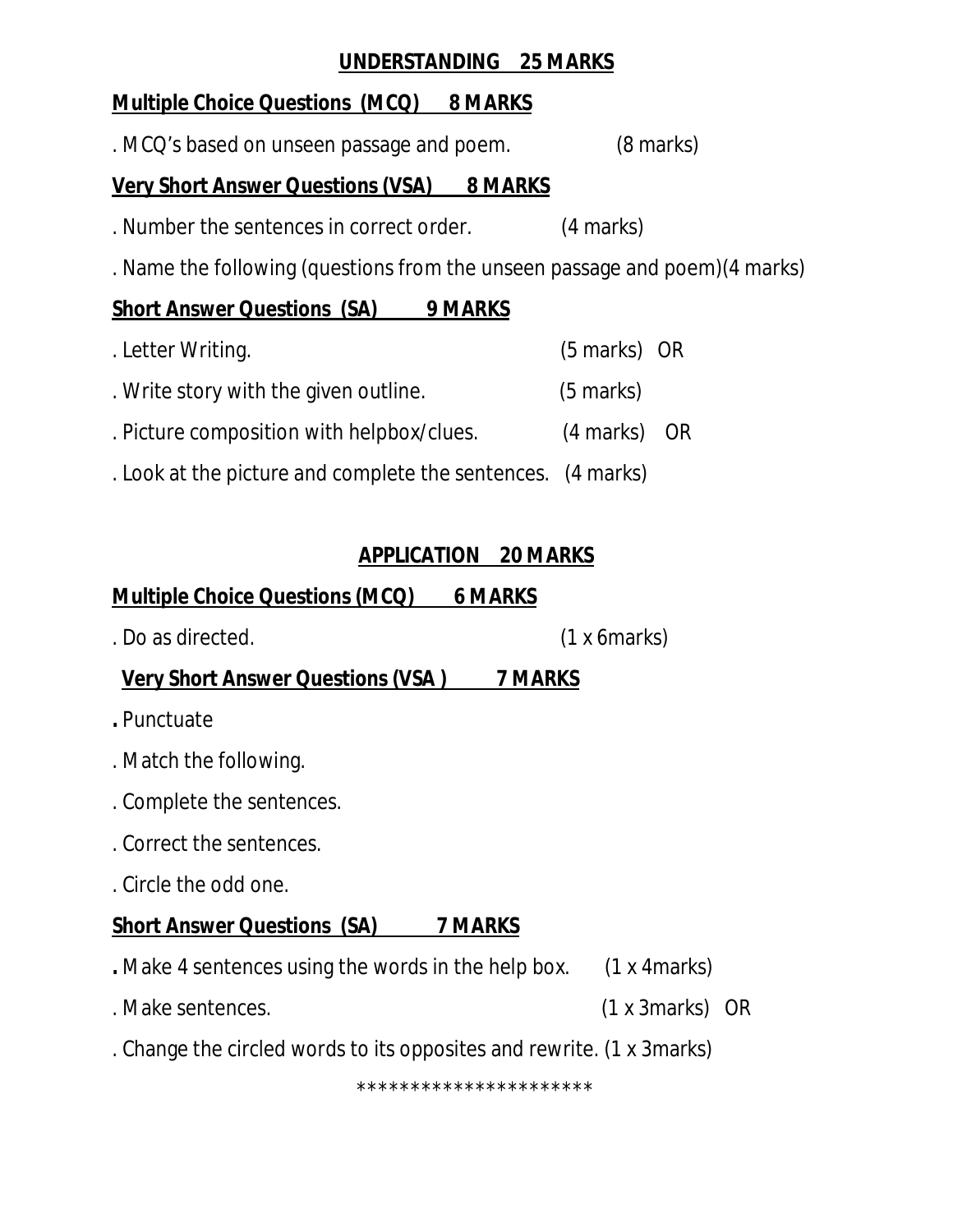## UNDERSTANDING 25 MARKS

**Multiple Choice Questions (MCQ) 8 MARKS**

. MCQ's based on unseen passage and poem. (8 marks)

**Very Short Answer Questions (VSA) 8 MARKS**

. Number the sentences in correct order. (4 marks)

. Name the following (questions from the unseen passage and poem)(4 marks)

**Short Answer Questions (SA) 9 MARKS**

. Letter Writing. (5 marks) OR

. Write story with the given outline. (5 marks)

. Picture composition with helpbox/clues. (4 marks) OR

. Look at the picture and complete the sentences. (4 marks)

## APPLICATION 20 MARKS

**Multiple Choice Questions (MCQ) 6 MARKS**

. Do as directed. (1 x 6marks)

**Very Short Answer Questions (VSA ) 7 MARKS**

. Punctuate

. Match the following.

. Complete the sentences.

. Correct the sentences.

. Circle the odd one.

**Short Answer Questions (SA) 7 MARKS**

. Make 4 sentences using the words in the help box. (1 x 4marks)

. Make sentences. (1 x 3marks) OR

. Change the circled words to its opposites and rewrite. (1 x 3marks)

**********************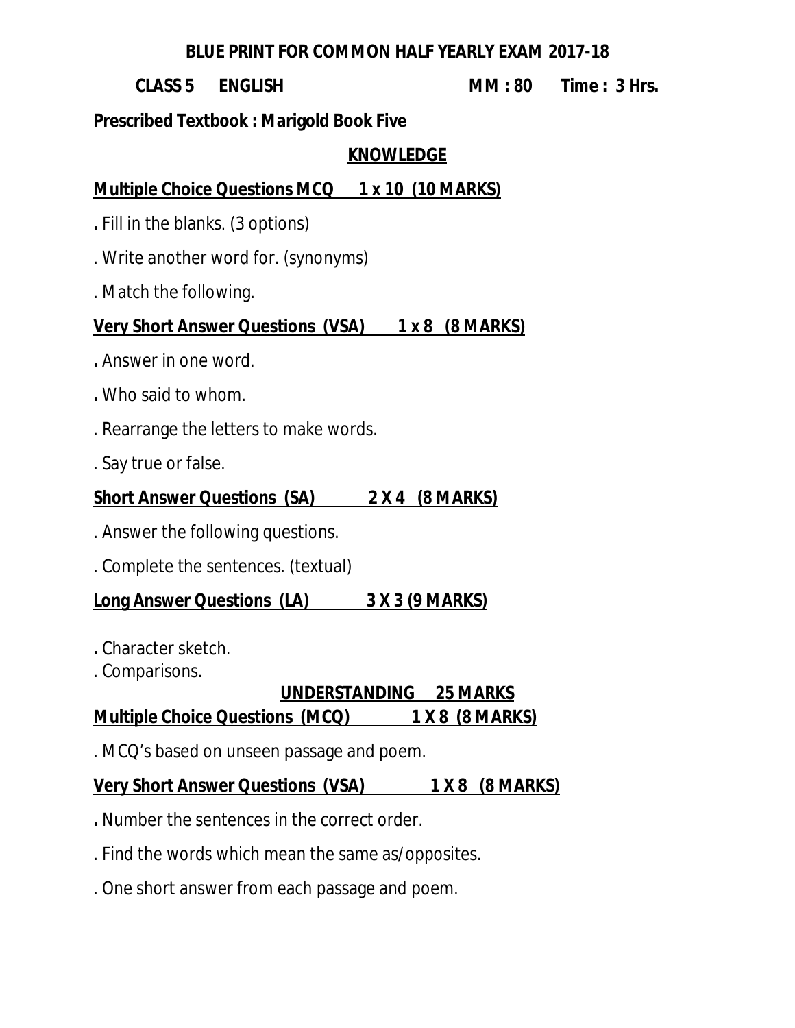# BLUE PRINT FOR COMMON HALF YEARLY EXAM 2017-18

**CLASS 5 ENGLISH MM : 80 Time : 3 Hrs.**

**Prescribed Textbook : Marigold Book Five**

## KNOWLEDGE

### Multiple Choice Questions MCQ 1 x 10 (10 MARKS)

. Fill in the blanks. (3 options)

. Write another word for. (synonyms)

. Match the following.

### Very Short Answer Questions (VSA) 1 x 8 (8 MARKS)

. Answer in one word.

. Who said to whom.

. Rearrange the letters to make words.

. Say true or false.

### Short Answer Questions (SA) 2 X 4 (8 MARKS)

. Answer the following questions.

. Complete the sentences. (textual)

### Long Answer Questions (LA) 3 X 3 (9 MARKS)

. Character sketch.

. Comparisons.

## UNDERSTANDING 25 MARKS

### Multiple Choice Questions (MCQ) 1 X 8 (8 MARKS)

. MCQ's based on unseen passage and poem.

### Very Short Answer Questions (VSA) 1 X 8 (8 MARKS)

. Number the sentences in the correct order.

. Find the words which mean the same as/opposites.

. One short answer from each passage and poem.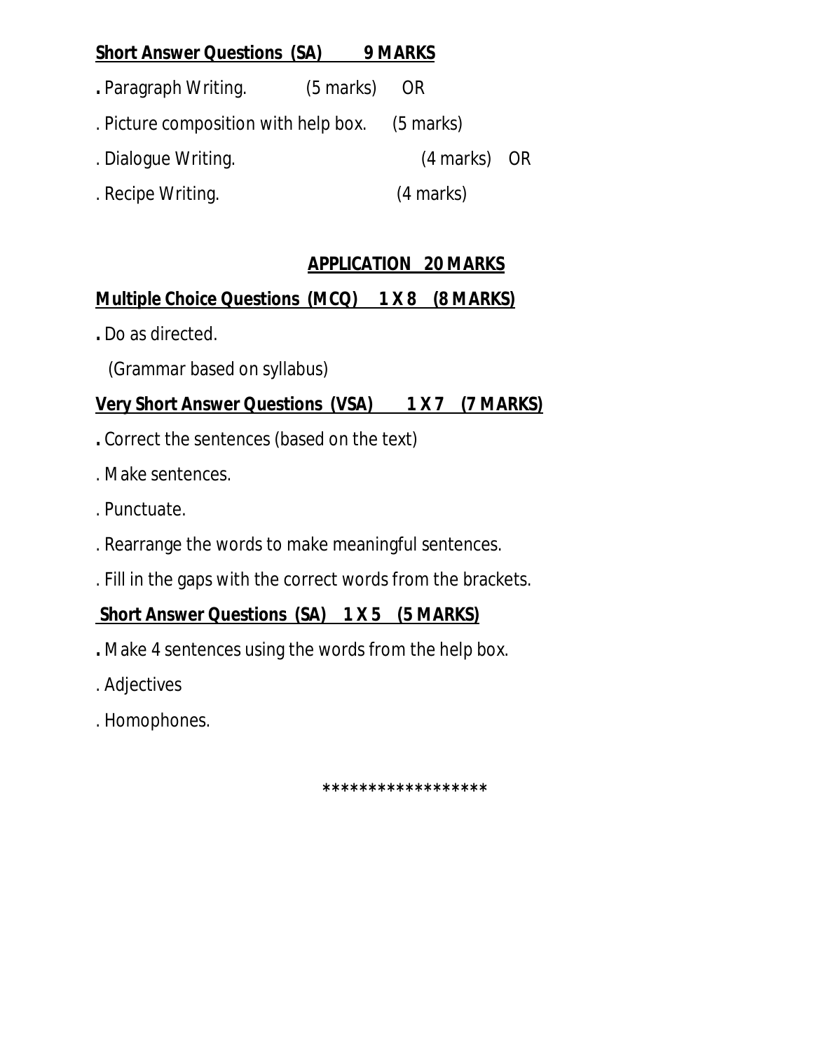**Short Answer Questions (SA) 9 MARKS**

. Paragraph Writing. (5 marks) OR

. Picture composition with help box. (5 marks)

. Dialogue Writing. (4 marks) OR

. Recipe Writing. (4 marks)

**APPLICATION 20 MARKS**

**Multiple Choice Questions (MCQ) 1 X 8 (8 MARKS)**

. Do as directed.

(Grammar based on syllabus)

**Very Short Answer Questions (VSA) 1 X 7 (7 MARKS)**

. Correct the sentences (based on the text)

. Make sentences.

. Punctuate.

. Rearrange the words to make meaningful sentences.

. Fill in the gaps with the correct words from the brackets.

**Short Answer Questions (SA) 1 X 5 (5 MARKS)**

. Make 4 sentences using the words from the help box.

. Adjectives

. Homophones.

******************